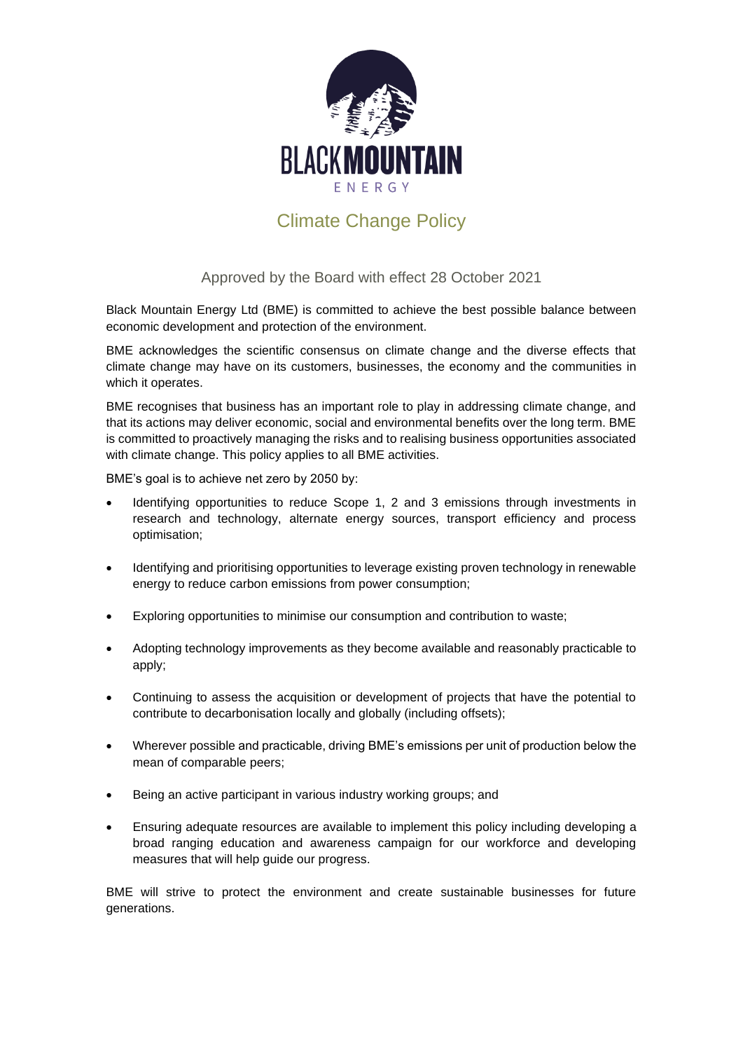# Climate Change Policy

Approved by the Board with effect 28 October 2021

Black Mountain Energy Ltd (BME) is committed to achieve the best possible balance between economic development and protection of the environment.

BME acknowledges the scientific consensus on climate change and the diverse effects that climate change may have on its customers, businesses, the economy and the communities in which it operates.

BME recognises that business has an important role to play in addressing climate change, and that its actions may deliver economic, social and environmental benefits over the long term. BME is committed to proactively managing the risks and to realising business opportunities associated with climate change. This policy applies to all BME activities.

BME's goal is to achieve net zero by 2050 by:

- Identifying opportunities to reduce Scope 1, 2 and 3 emissions through investments in research and technology, alternate energy sources, transport efficiency and process optimisation;
- Identifying and prioritising opportunities to leverage existing proven technology in renewable energy to reduce carbon emissions from power consumption;
- Exploring opportunities to minimise our consumption and contribution to waste;
- Adopting technology improvements as they become available and reasonably practicable to apply;
- Continuing to assess the acquisition or development of projects that have the potential to contribute to decarbonisation locally and globally (including offsets);
- Wherever possible and practicable, driving BME's emissions per unit of production below the mean of comparable peers;
- Being an active participant in various industry working groups; and
- Ensuring adequate resources are available to implement this policy including developing a broad ranging education and awareness campaign for our workforce and developing measures that will help guide our progress.

BME will strive to protect the environment and create sustainable businesses for future generations.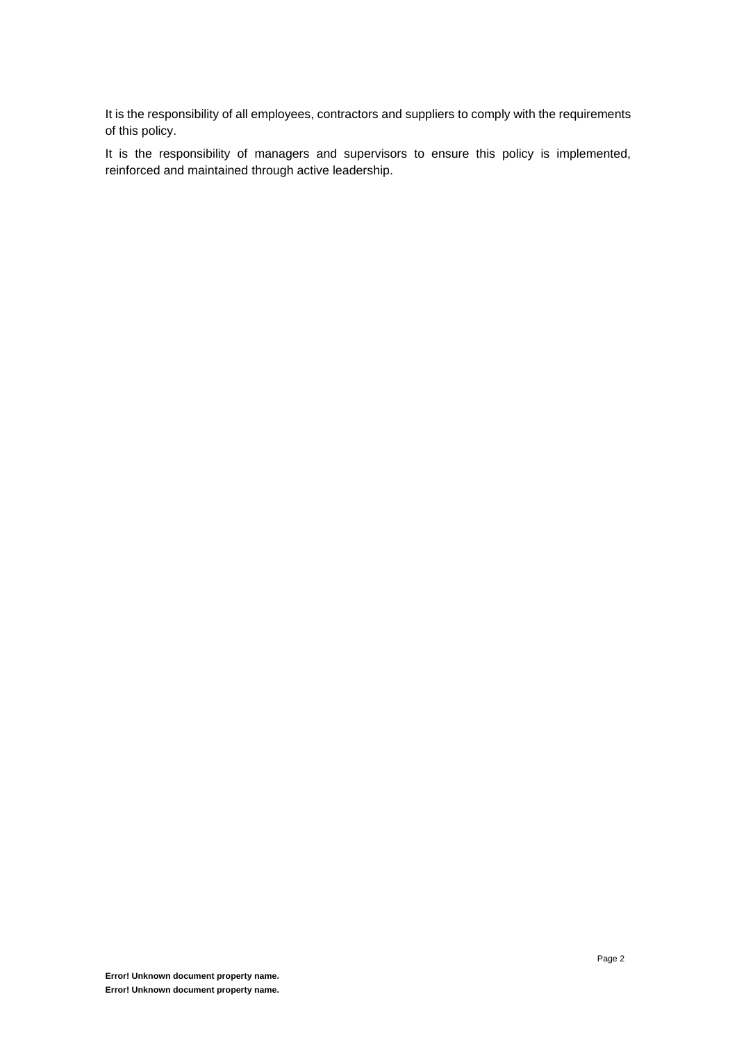It is the responsibility of all employees, contractors and suppliers to comply with the requirements of this policy.

It is the responsibility of managers and supervisors to ensure this policy is implemented, reinforced and maintained through active leadership.